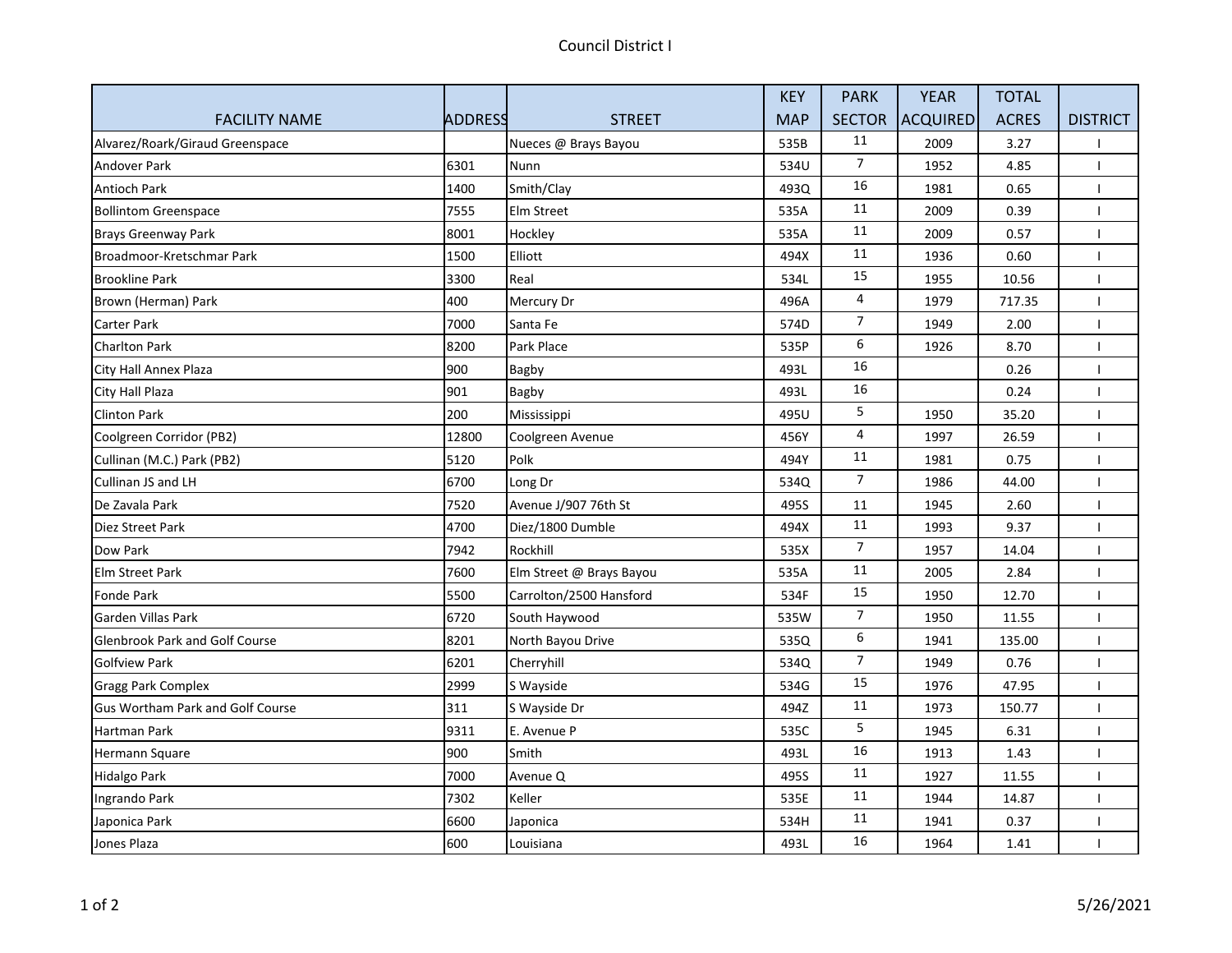# Council District I

| FACILITY NAME | ADDRESS | STREET | KEY MAP | PARK SECTOR | YEAR ACQUIRED | TOTAL ACRES | DISTRICT |
|---|---|---|---|---|---|---|---|
| Alvarez/Roark/Giraud Greenspace | | Nueces @ Brays Bayou | 535B | 11 | 2009 | 3.27 | I |
| Andover Park | 6301 | Nunn | 534U | 7 | 1952 | 4.85 | I |
| Antioch Park | 1400 | Smith/Clay | 493Q | 16 | 1981 | 0.65 | I |
| Bollintom Greenspace | 7555 | Elm Street | 535A | 11 | 2009 | 0.39 | I |
| Brays Greenway Park | 8001 | Hockley | 535A | 11 | 2009 | 0.57 | I |
| Broadmoor-Kretschmar Park | 1500 | Elliott | 494X | 11 | 1936 | 0.60 | I |
| Brookline Park | 3300 | Real | 534L | 15 | 1955 | 10.56 | I |
| Brown (Herman) Park | 400 | Mercury Dr | 496A | 4 | 1979 | 717.35 | I |
| Carter Park | 7000 | Santa Fe | 574D | 7 | 1949 | 2.00 | I |
| Charlton Park | 8200 | Park Place | 535P | 6 | 1926 | 8.70 | I |
| City Hall Annex Plaza | 900 | Bagby | 493L | 16 | | 0.26 | I |
| City Hall Plaza | 901 | Bagby | 493L | 16 | | 0.24 | I |
| Clinton Park | 200 | Mississippi | 495U | 5 | 1950 | 35.20 | I |
| Coolgreen Corridor (PB2) | 12800 | Coolgreen Avenue | 456Y | 4 | 1997 | 26.59 | I |
| Cullinan (M.C.) Park (PB2) | 5120 | Polk | 494Y | 11 | 1981 | 0.75 | I |
| Cullinan JS and LH | 6700 | Long Dr | 534Q | 7 | 1986 | 44.00 | I |
| De Zavala Park | 7520 | Avenue J/907 76th St | 495S | 11 | 1945 | 2.60 | I |
| Diez Street Park | 4700 | Diez/1800 Dumble | 494X | 11 | 1993 | 9.37 | I |
| Dow Park | 7942 | Rockhill | 535X | 7 | 1957 | 14.04 | I |
| Elm Street Park | 7600 | Elm Street @ Brays Bayou | 535A | 11 | 2005 | 2.84 | I |
| Fonde Park | 5500 | Carrolton/2500 Hansford | 534F | 15 | 1950 | 12.70 | I |
| Garden Villas Park | 6720 | South Haywood | 535W | 7 | 1950 | 11.55 | I |
| Glenbrook Park and Golf Course | 8201 | North Bayou Drive | 535Q | 6 | 1941 | 135.00 | I |
| Golfview Park | 6201 | Cherryhill | 534Q | 7 | 1949 | 0.76 | I |
| Gragg Park Complex | 2999 | S Wayside | 534G | 15 | 1976 | 47.95 | I |
| Gus Wortham Park and Golf Course | 311 | S Wayside Dr | 494Z | 11 | 1973 | 150.77 | I |
| Hartman Park | 9311 | E. Avenue P | 535C | 5 | 1945 | 6.31 | I |
| Hermann Square | 900 | Smith | 493L | 16 | 1913 | 1.43 | I |
| Hidalgo Park | 7000 | Avenue Q | 495S | 11 | 1927 | 11.55 | I |
| Ingrando Park | 7302 | Keller | 535E | 11 | 1944 | 14.87 | I |
| Japonica Park | 6600 | Japonica | 534H | 11 | 1941 | 0.37 | I |
| Jones Plaza | 600 | Louisiana | 493L | 16 | 1964 | 1.41 | I |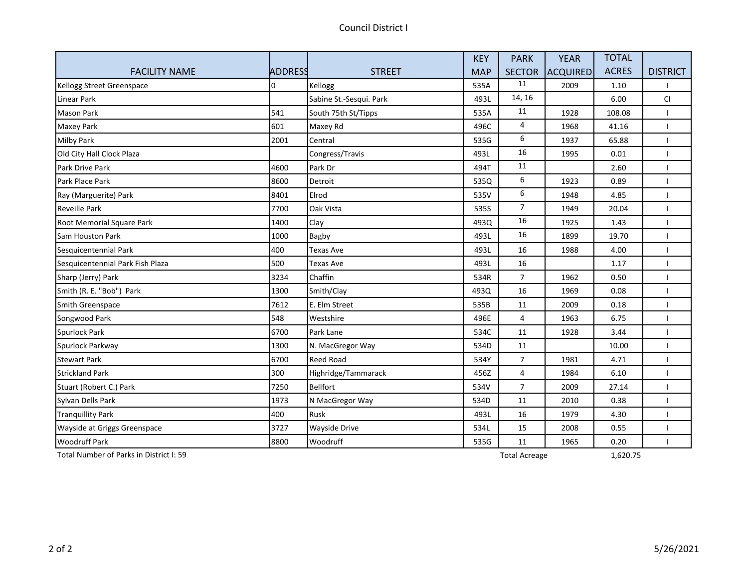Council District I

| FACILITY NAME | ADDRESS | STREET | KEY MAP | PARK SECTOR | YEAR ACQUIRED | TOTAL ACRES | DISTRICT |
|---|---|---|---|---|---|---|---|
| Kellogg Street Greenspace | 0 | Kellogg | 535A | 11 | 2009 | 1.10 | I |
| Linear Park | | Sabine St.-Sesqui. Park | 493L | 14, 16 | | 6.00 | CI |
| Mason Park | 541 | South 75th St/Tipps | 535A | 11 | 1928 | 108.08 | I |
| Maxey Park | 601 | Maxey Rd | 496C | 4 | 1968 | 41.16 | I |
| Milby Park | 2001 | Central | 535G | 6 | 1937 | 65.88 | I |
| Old City Hall Clock Plaza | | Congress/Travis | 493L | 16 | 1995 | 0.01 | I |
| Park Drive Park | 4600 | Park Dr | 494T | 11 | | 2.60 | I |
| Park Place Park | 8600 | Detroit | 535Q | 6 | 1923 | 0.89 | I |
| Ray (Marguerite) Park | 8401 | Elrod | 535V | 6 | 1948 | 4.85 | I |
| Reveille Park | 7700 | Oak Vista | 535S | 7 | 1949 | 20.04 | I |
| Root Memorial Square Park | 1400 | Clay | 493Q | 16 | 1925 | 1.43 | I |
| Sam Houston Park | 1000 | Bagby | 493L | 16 | 1899 | 19.70 | I |
| Sesquicentennial Park | 400 | Texas Ave | 493L | 16 | 1988 | 4.00 | I |
| Sesquicentennial Park Fish Plaza | 500 | Texas Ave | 493L | 16 | | 1.17 | I |
| Sharp (Jerry) Park | 3234 | Chaffin | 534R | 7 | 1962 | 0.50 | I |
| Smith (R. E. "Bob") Park | 1300 | Smith/Clay | 493Q | 16 | 1969 | 0.08 | I |
| Smith Greenspace | 7612 | E. Elm Street | 535B | 11 | 2009 | 0.18 | I |
| Songwood Park | 548 | Westshire | 496E | 4 | 1963 | 6.75 | I |
| Spurlock Park | 6700 | Park Lane | 534C | 11 | 1928 | 3.44 | I |
| Spurlock Parkway | 1300 | N. MacGregor Way | 534D | 11 | | 10.00 | I |
| Stewart Park | 6700 | Reed Road | 534Y | 7 | 1981 | 4.71 | I |
| Strickland Park | 300 | Highridge/Tammarack | 456Z | 4 | 1984 | 6.10 | I |
| Stuart (Robert C.) Park | 7250 | Bellfort | 534V | 7 | 2009 | 27.14 | I |
| Sylvan Dells Park | 1973 | N MacGregor Way | 534D | 11 | 2010 | 0.38 | I |
| Tranquillity Park | 400 | Rusk | 493L | 16 | 1979 | 4.30 | I |
| Wayside at Griggs Greenspace | 3727 | Wayside Drive | 534L | 15 | 2008 | 0.55 | I |
| Woodruff Park | 8800 | Woodruff | 535G | 11 | 1965 | 0.20 | I |

Total Number of Parks in District I: 59

Total Acreage 1,620.75

5/26/2021